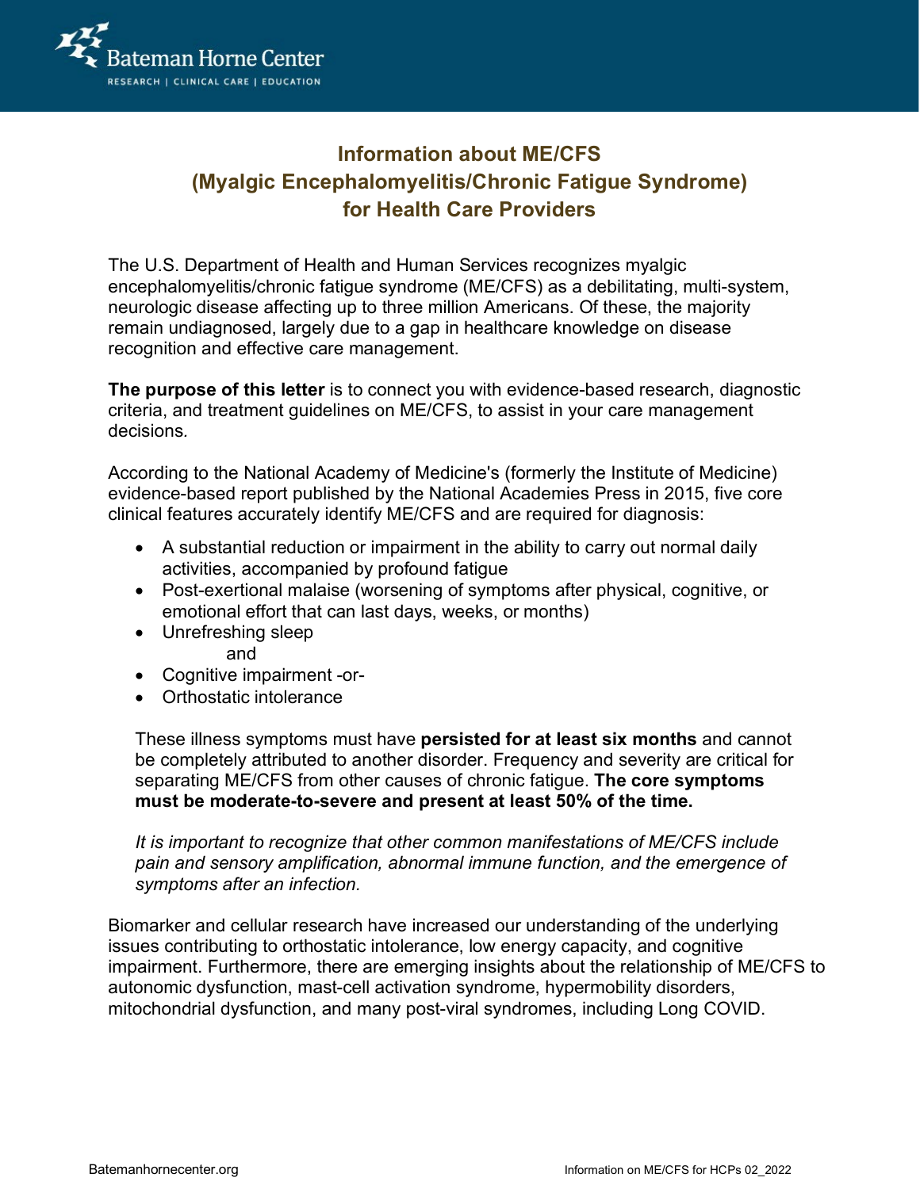# Information about ME/CFS (Myalgic Encephalomyelitis/Chronic Fatigue Syndrome) for Health Care Providers

The U.S. Department of Health and Human Services recognizes myalgic encephalomyelitis/chronic fatigue syndrome (ME/CFS) as a debilitating, multi-system, neurologic disease affecting up to three million Americans. Of these, the majority remain undiagnosed, largely due to a gap in healthcare knowledge on disease recognition and effective care management.

**The purpose of this letter** is to connect you with evidence-based research, diagnostic criteria, and treatment guidelines on ME/CFS, to assist in your care management decisions.

According to the National Academy of Medicine's (formerly the Institute of Medicine) evidence-based report published by the National Academies Press in 2015, five core clinical features accurately identify ME/CFS and are required for diagnosis:

- A substantial reduction or impairment in the ability to carry out normal daily activities, accompanied by profound fatigue
- Post-exertional malaise (worsening of symptoms after physical, cognitive, or emotional effort that can last days, weeks, or months)
- Unrefreshing sleep

  and
- Cognitive impairment -or-
- Orthostatic intolerance

These illness symptoms must have **persisted for at least six months** and cannot be completely attributed to another disorder. Frequency and severity are critical for separating ME/CFS from other causes of chronic fatigue. **The core symptoms must be moderate-to-severe and present at least 50% of the time.**

*It is important to recognize that other common manifestations of ME/CFS include pain and sensory amplification, abnormal immune function, and the emergence of symptoms after an infection.*

Biomarker and cellular research have increased our understanding of the underlying issues contributing to orthostatic intolerance, low energy capacity, and cognitive impairment. Furthermore, there are emerging insights about the relationship of ME/CFS to autonomic dysfunction, mast-cell activation syndrome, hypermobility disorders, mitochondrial dysfunction, and many post-viral syndromes, including Long COVID.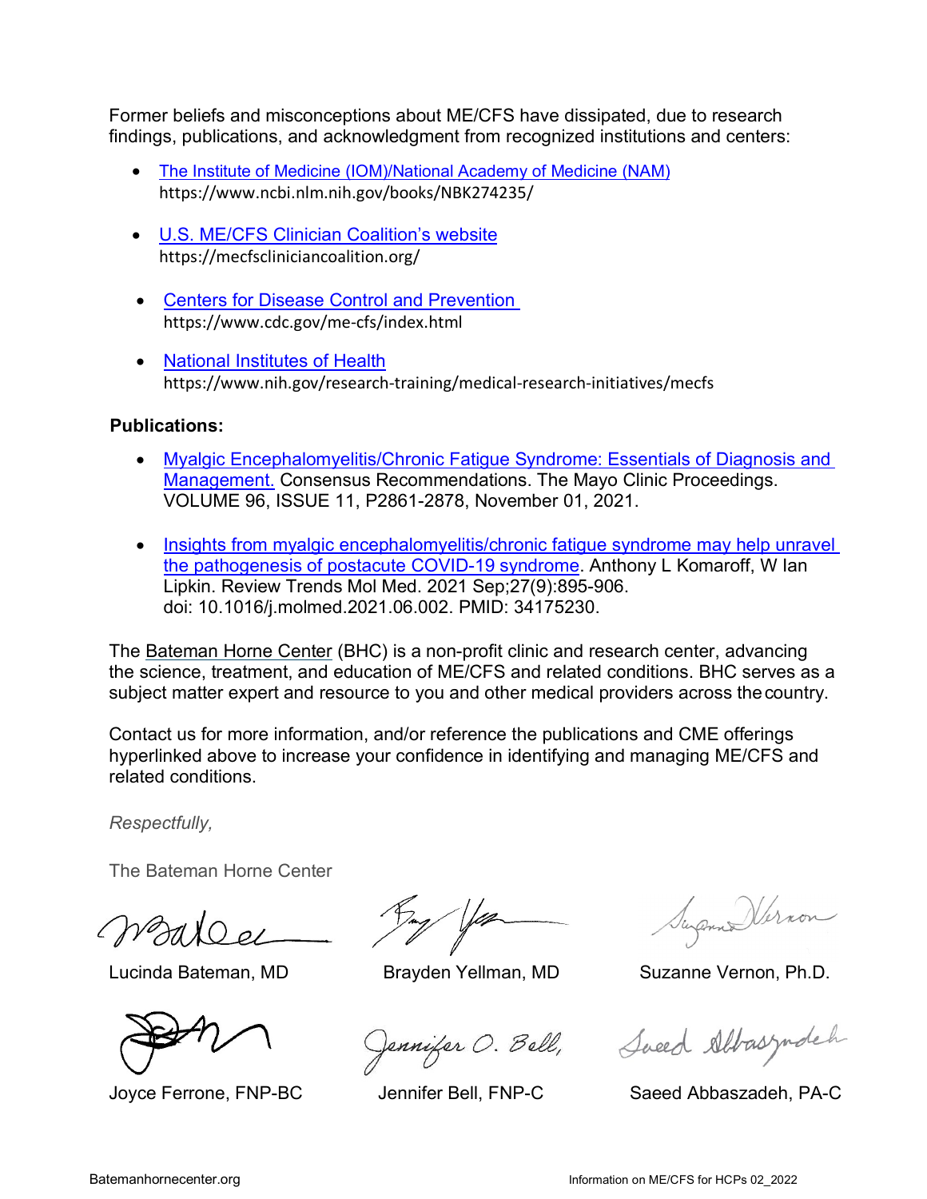Former beliefs and misconceptions about ME/CFS have dissipated, due to research findings, publications, and acknowledgment from recognized institutions and centers:

- The Institute of Medicine (IOM)/National Academy of Medicine (NAM)
  https://www.ncbi.nlm.nih.gov/books/NBK274235/
- U.S. ME/CFS Clinician Coalition's website
  https://mecfsclinician coalition.org/
- Centers for Disease Control and Prevention
  https://www.cdc.gov/me-cfs/index.html
- National Institutes of Health
  https://www.nih.gov/research-training/medical-research-initiatives/mecfs

**Publications:**

- Myalgic Encephalomyelitis/Chronic Fatigue Syndrome: Essentials of Diagnosis and Management. Consensus Recommendations. The Mayo Clinic Proceedings. VOLUME 96, ISSUE 11, P2861-2878, November 01, 2021.
- Insights from myalgic encephalomyelitis/chronic fatigue syndrome may help unravel the pathogenesis of postacute COVID-19 syndrome. Anthony L Komaroff, W Ian Lipkin. Review Trends Mol Med. 2021 Sep;27(9):895-906. doi: 10.1016/j.molmed.2021.06.002. PMID: 34175230.

The Bateman Horne Center (BHC) is a non-profit clinic and research center, advancing the science, treatment, and education of ME/CFS and related conditions. BHC serves as a subject matter expert and resource to you and other medical providers across the country.

Contact us for more information, and/or reference the publications and CME offerings hyperlinked above to increase your confidence in identifying and managing ME/CFS and related conditions.

*Respectfully,*

The Bateman Horne Center

| | | |
|---|---|---|
| Lucinda Bateman, MD | Brayden Yellman, MD | Suzanne Vernon, Ph.D. |
| Joyce Ferrone, FNP-BC | Jennifer Bell, FNP-C | Saeed Abbaszadeh, PA-C |